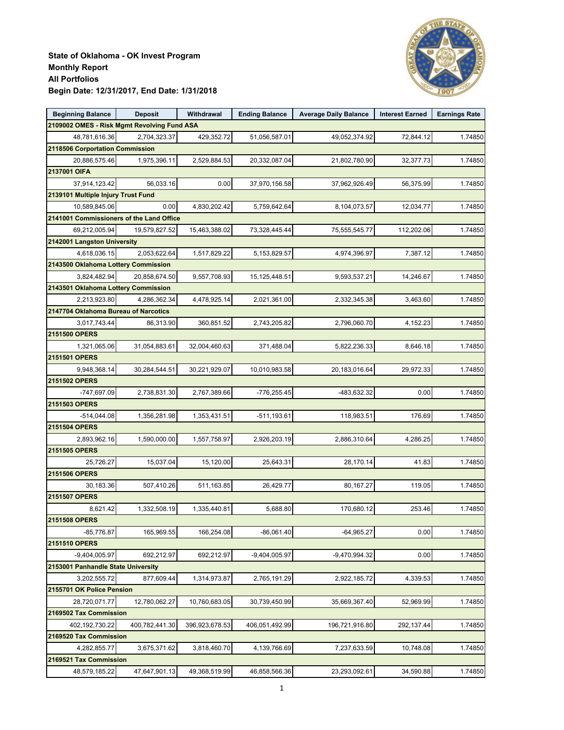# State of Oklahoma - OK Invest Program
## Monthly Report
## All Portfolios
## Begin Date: 12/31/2017, End Date: 1/31/2018

| Beginning Balance | Deposit | Withdrawal | Ending Balance | Average Daily Balance | Interest Earned | Earnings Rate |
|---|---|---|---|---|---|---|
| **2109002 OMES - Risk Mgmt Revolving Fund ASA** | | | | | | |
| 48,781,616.36 | 2,704,323.37 | 429,352.72 | 51,056,587.01 | 49,052,374.92 | 72,844.12 | 1.74850 |
| **2118506 Corportation Commission** | | | | | | |
| 20,886,575.46 | 1,975,396.11 | 2,529,884.53 | 20,332,087.04 | 21,802,780.90 | 32,377.73 | 1.74850 |
| **2137001 OIFA** | | | | | | |
| 37,914,123.42 | 56,033.16 | 0.00 | 37,970,156.58 | 37,962,926.49 | 56,375.99 | 1.74850 |
| **2139101 Multiple Injury Trust Fund** | | | | | | |
| 10,589,845.06 | 0.00 | 4,830,202.42 | 5,759,642.64 | 8,104,073.57 | 12,034.77 | 1.74850 |
| **2141001 Commissioners of the Land Office** | | | | | | |
| 69,212,005.94 | 19,579,827.52 | 15,463,388.02 | 73,328,445.44 | 75,555,545.77 | 112,202.06 | 1.74850 |
| **2142001 Langston University** | | | | | | |
| 4,618,036.15 | 2,053,622.64 | 1,517,829.22 | 5,153,829.57 | 4,974,396.97 | 7,387.12 | 1.74850 |
| **2143500 Oklahoma Lottery Commission** | | | | | | |
| 3,824,482.94 | 20,858,674.50 | 9,557,708.93 | 15,125,448.51 | 9,593,537.21 | 14,246.67 | 1.74850 |
| **2143501 Oklahoma Lottery Commission** | | | | | | |
| 2,213,923.80 | 4,286,362.34 | 4,478,925.14 | 2,021,361.00 | 2,332,345.38 | 3,463.60 | 1.74850 |
| **2147704 Oklahoma Bureau of Narcotics** | | | | | | |
| 3,017,743.44 | 86,313.90 | 360,851.52 | 2,743,205.82 | 2,796,060.70 | 4,152.23 | 1.74850 |
| **2151500 OPERS** | | | | | | |
| 1,321,065.06 | 31,054,883.61 | 32,004,460.63 | 371,488.04 | 5,822,236.33 | 8,646.18 | 1.74850 |
| **2151501 OPERS** | | | | | | |
| 9,948,368.14 | 30,284,544.51 | 30,221,929.07 | 10,010,983.58 | 20,183,016.64 | 29,972.33 | 1.74850 |
| **2151502 OPERS** | | | | | | |
| -747,697.09 | 2,738,831.30 | 2,767,389.66 | -776,255.45 | -483,632.32 | 0.00 | 1.74850 |
| **2151503 OPERS** | | | | | | |
| -514,044.08 | 1,356,281.98 | 1,353,431.51 | -511,193.61 | 118,983.51 | 176.69 | 1.74850 |
| **2151504 OPERS** | | | | | | |
| 2,893,962.16 | 1,590,000.00 | 1,557,758.97 | 2,926,203.19 | 2,886,310.64 | 4,286.25 | 1.74850 |
| **2151505 OPERS** | | | | | | |
| 25,726.27 | 15,037.04 | 15,120.00 | 25,643.31 | 28,170.14 | 41.83 | 1.74850 |
| **2151506 OPERS** | | | | | | |
| 30,183.36 | 507,410.26 | 511,163.85 | 26,429.77 | 80,167.27 | 119.05 | 1.74850 |
| **2151507 OPERS** | | | | | | |
| 8,621.42 | 1,332,508.19 | 1,335,440.81 | 5,688.80 | 170,680.12 | 253.46 | 1.74850 |
| **2151508 OPERS** | | | | | | |
| -85,776.87 | 165,969.55 | 166,254.08 | -86,061.40 | -64,965.27 | 0.00 | 1.74850 |
| **2151510 OPERS** | | | | | | |
| -9,404,005.97 | 692,212.97 | 692,212.97 | -9,404,005.97 | -9,470,994.32 | 0.00 | 1.74850 |
| **2153001 Panhandle State University** | | | | | | |
| 3,202,555.72 | 877,609.44 | 1,314,973.87 | 2,765,191.29 | 2,922,185.72 | 4,339.53 | 1.74850 |
| **2155701 OK Police Pension** | | | | | | |
| 28,720,071.77 | 12,780,062.27 | 10,760,683.05 | 30,739,450.99 | 35,669,367.40 | 52,969.99 | 1.74850 |
| **2169502 Tax Commission** | | | | | | |
| 402,192,730.22 | 400,782,441.30 | 396,923,678.53 | 406,051,492.99 | 196,721,916.80 | 292,137.44 | 1.74850 |
| **2169520 Tax Commission** | | | | | | |
| 4,282,855.77 | 3,675,371.62 | 3,818,460.70 | 4,139,766.69 | 7,237,633.59 | 10,748.08 | 1.74850 |
| **2169521 Tax Commission** | | | | | | |
| 48,579,185.22 | 47,647,901.13 | 49,368,519.99 | 46,858,566.36 | 23,293,092.61 | 34,590.88 | 1.74850 |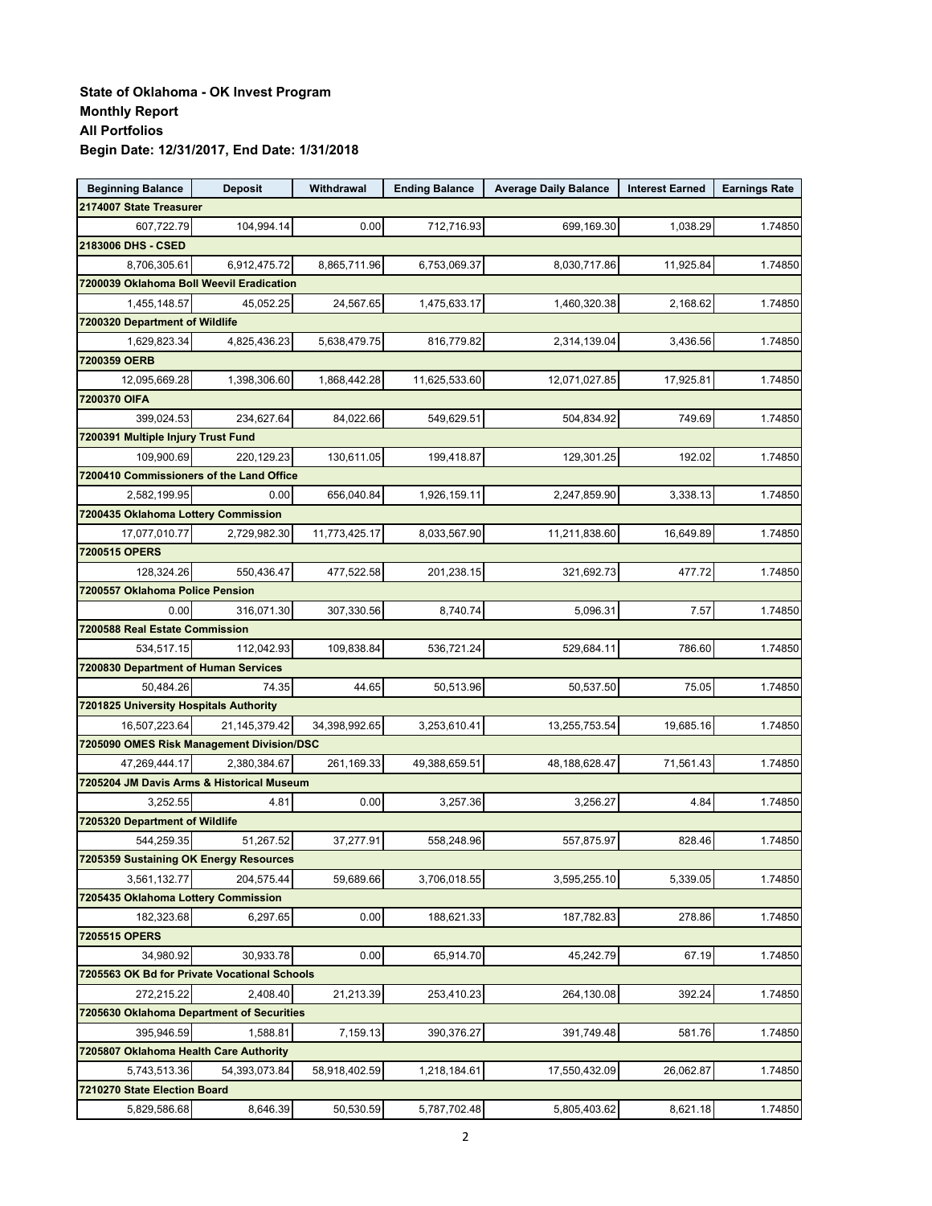**State of Oklahoma - OK Invest Program**
**Monthly Report**
**All Portfolios**
**Begin Date: 12/31/2017, End Date: 1/31/2018**

| Beginning Balance | Deposit | Withdrawal | Ending Balance | Average Daily Balance | Interest Earned | Earnings Rate |
|---|---|---|---|---|---|---|
| **2174007 State Treasurer** | | | | | | |
| 607,722.79 | 104,994.14 | 0.00 | 712,716.93 | 699,169.30 | 1,038.29 | 1.74850 |
| **2183006 DHS - CSED** | | | | | | |
| 8,706,305.61 | 6,912,475.72 | 8,865,711.96 | 6,753,069.37 | 8,030,717.86 | 11,925.84 | 1.74850 |
| **7200039 Oklahoma Boll Weevil Eradication** | | | | | | |
| 1,455,148.57 | 45,052.25 | 24,567.65 | 1,475,633.17 | 1,460,320.38 | 2,168.62 | 1.74850 |
| **7200320 Department of Wildlife** | | | | | | |
| 1,629,823.34 | 4,825,436.23 | 5,638,479.75 | 816,779.82 | 2,314,139.04 | 3,436.56 | 1.74850 |
| **7200359 OERB** | | | | | | |
| 12,095,669.28 | 1,398,306.60 | 1,868,442.28 | 11,625,533.60 | 12,071,027.85 | 17,925.81 | 1.74850 |
| **7200370 OIFA** | | | | | | |
| 399,024.53 | 234,627.64 | 84,022.66 | 549,629.51 | 504,834.92 | 749.69 | 1.74850 |
| **7200391 Multiple Injury Trust Fund** | | | | | | |
| 109,900.69 | 220,129.23 | 130,611.05 | 199,418.87 | 129,301.25 | 192.02 | 1.74850 |
| **7200410 Commissioners of the Land Office** | | | | | | |
| 2,582,199.95 | 0.00 | 656,040.84 | 1,926,159.11 | 2,247,859.90 | 3,338.13 | 1.74850 |
| **7200435 Oklahoma Lottery Commission** | | | | | | |
| 17,077,010.77 | 2,729,982.30 | 11,773,425.17 | 8,033,567.90 | 11,211,838.60 | 16,649.89 | 1.74850 |
| **7200515 OPERS** | | | | | | |
| 128,324.26 | 550,436.47 | 477,522.58 | 201,238.15 | 321,692.73 | 477.72 | 1.74850 |
| **7200557 Oklahoma Police Pension** | | | | | | |
| 0.00 | 316,071.30 | 307,330.56 | 8,740.74 | 5,096.31 | 7.57 | 1.74850 |
| **7200588 Real Estate Commission** | | | | | | |
| 534,517.15 | 112,042.93 | 109,838.84 | 536,721.24 | 529,684.11 | 786.60 | 1.74850 |
| **7200830 Department of Human Services** | | | | | | |
| 50,484.26 | 74.35 | 44.65 | 50,513.96 | 50,537.50 | 75.05 | 1.74850 |
| **7201825 University Hospitals Authority** | | | | | | |
| 16,507,223.64 | 21,145,379.42 | 34,398,992.65 | 3,253,610.41 | 13,255,753.54 | 19,685.16 | 1.74850 |
| **7205090 OMES Risk Management Division/DSC** | | | | | | |
| 47,269,444.17 | 2,380,384.67 | 261,169.33 | 49,388,659.51 | 48,188,628.47 | 71,561.43 | 1.74850 |
| **7205204 JM Davis Arms & Historical Museum** | | | | | | |
| 3,252.55 | 4.81 | 0.00 | 3,257.36 | 3,256.27 | 4.84 | 1.74850 |
| **7205320 Department of Wildlife** | | | | | | |
| 544,259.35 | 51,267.52 | 37,277.91 | 558,248.96 | 557,875.97 | 828.46 | 1.74850 |
| **7205359 Sustaining OK Energy Resources** | | | | | | |
| 3,561,132.77 | 204,575.44 | 59,689.66 | 3,706,018.55 | 3,595,255.10 | 5,339.05 | 1.74850 |
| **7205435 Oklahoma Lottery Commission** | | | | | | |
| 182,323.68 | 6,297.65 | 0.00 | 188,621.33 | 187,782.83 | 278.86 | 1.74850 |
| **7205515 OPERS** | | | | | | |
| 34,980.92 | 30,933.78 | 0.00 | 65,914.70 | 45,242.79 | 67.19 | 1.74850 |
| **7205563 OK Bd for Private Vocational Schools** | | | | | | |
| 272,215.22 | 2,408.40 | 21,213.39 | 253,410.23 | 264,130.08 | 392.24 | 1.74850 |
| **7205630 Oklahoma Department of Securities** | | | | | | |
| 395,946.59 | 1,588.81 | 7,159.13 | 390,376.27 | 391,749.48 | 581.76 | 1.74850 |
| **7205807 Oklahoma Health Care Authority** | | | | | | |
| 5,743,513.36 | 54,393,073.84 | 58,918,402.59 | 1,218,184.61 | 17,550,432.09 | 26,062.87 | 1.74850 |
| **7210270 State Election Board** | | | | | | |
| 5,829,586.68 | 8,646.39 | 50,530.59 | 5,787,702.48 | 5,805,403.62 | 8,621.18 | 1.74850 |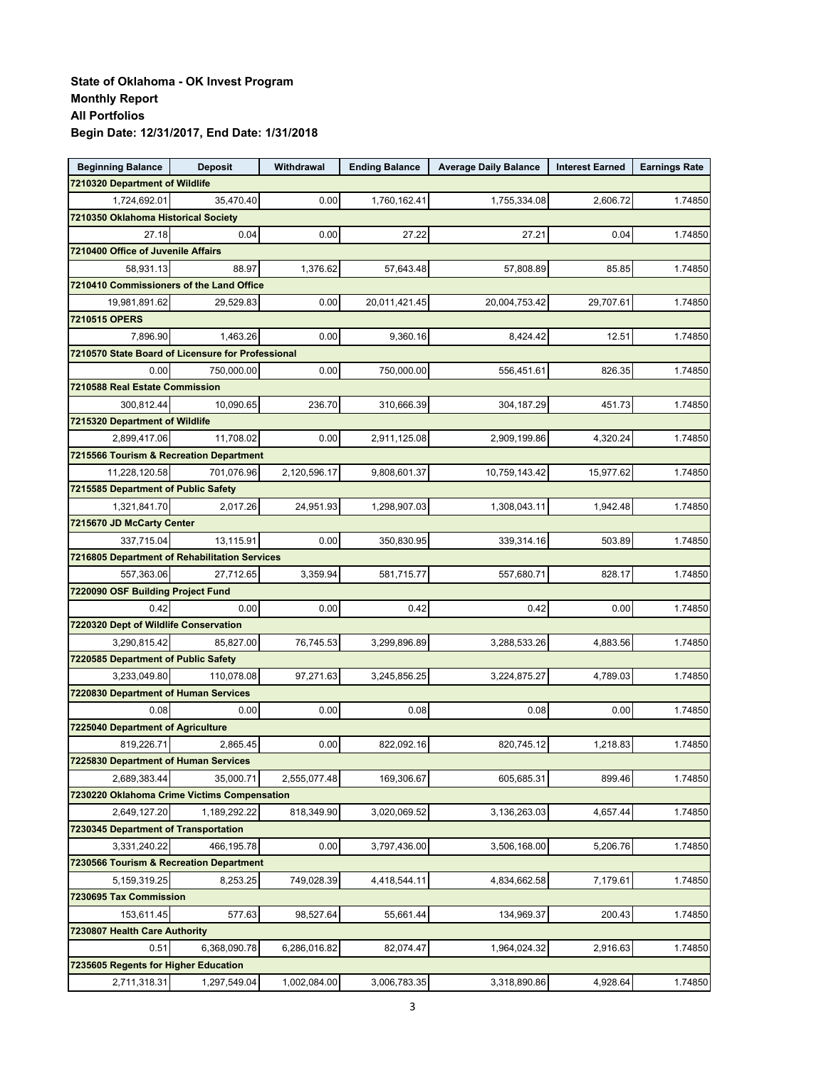**State of Oklahoma - OK Invest Program**
**Monthly Report**
**All Portfolios**
**Begin Date: 12/31/2017, End Date: 1/31/2018**

| Beginning Balance | Deposit | Withdrawal | Ending Balance | Average Daily Balance | Interest Earned | Earnings Rate |
|---|---|---|---|---|---|---|
| **7210320 Department of Wildlife** | | | | | | |
| 1,724,692.01 | 35,470.40 | 0.00 | 1,760,162.41 | 1,755,334.08 | 2,606.72 | 1.74850 |
| **7210350 Oklahoma Historical Society** | | | | | | |
| 27.18 | 0.04 | 0.00 | 27.22 | 27.21 | 0.04 | 1.74850 |
| **7210400 Office of Juvenile Affairs** | | | | | | |
| 58,931.13 | 88.97 | 1,376.62 | 57,643.48 | 57,808.89 | 85.85 | 1.74850 |
| **7210410 Commissioners of the Land Office** | | | | | | |
| 19,981,891.62 | 29,529.83 | 0.00 | 20,011,421.45 | 20,004,753.42 | 29,707.61 | 1.74850 |
| **7210515 OPERS** | | | | | | |
| 7,896.90 | 1,463.26 | 0.00 | 9,360.16 | 8,424.42 | 12.51 | 1.74850 |
| **7210570 State Board of Licensure for Professional** | | | | | | |
| 0.00 | 750,000.00 | 0.00 | 750,000.00 | 556,451.61 | 826.35 | 1.74850 |
| **7210588 Real Estate Commission** | | | | | | |
| 300,812.44 | 10,090.65 | 236.70 | 310,666.39 | 304,187.29 | 451.73 | 1.74850 |
| **7215320 Department of Wildlife** | | | | | | |
| 2,899,417.06 | 11,708.02 | 0.00 | 2,911,125.08 | 2,909,199.86 | 4,320.24 | 1.74850 |
| **7215566 Tourism & Recreation Department** | | | | | | |
| 11,228,120.58 | 701,076.96 | 2,120,596.17 | 9,808,601.37 | 10,759,143.42 | 15,977.62 | 1.74850 |
| **7215585 Department of Public Safety** | | | | | | |
| 1,321,841.70 | 2,017.26 | 24,951.93 | 1,298,907.03 | 1,308,043.11 | 1,942.48 | 1.74850 |
| **7215670 JD McCarty Center** | | | | | | |
| 337,715.04 | 13,115.91 | 0.00 | 350,830.95 | 339,314.16 | 503.89 | 1.74850 |
| **7216805 Department of Rehabilitation Services** | | | | | | |
| 557,363.06 | 27,712.65 | 3,359.94 | 581,715.77 | 557,680.71 | 828.17 | 1.74850 |
| **7220090 OSF Building Project Fund** | | | | | | |
| 0.42 | 0.00 | 0.00 | 0.42 | 0.42 | 0.00 | 1.74850 |
| **7220320 Dept of Wildlife Conservation** | | | | | | |
| 3,290,815.42 | 85,827.00 | 76,745.53 | 3,299,896.89 | 3,288,533.26 | 4,883.56 | 1.74850 |
| **7220585 Department of Public Safety** | | | | | | |
| 3,233,049.80 | 110,078.08 | 97,271.63 | 3,245,856.25 | 3,224,875.27 | 4,789.03 | 1.74850 |
| **7220830 Department of Human Services** | | | | | | |
| 0.08 | 0.00 | 0.00 | 0.08 | 0.08 | 0.00 | 1.74850 |
| **7225040 Department of Agriculture** | | | | | | |
| 819,226.71 | 2,865.45 | 0.00 | 822,092.16 | 820,745.12 | 1,218.83 | 1.74850 |
| **7225830 Department of Human Services** | | | | | | |
| 2,689,383.44 | 35,000.71 | 2,555,077.48 | 169,306.67 | 605,685.31 | 899.46 | 1.74850 |
| **7230220 Oklahoma Crime Victims Compensation** | | | | | | |
| 2,649,127.20 | 1,189,292.22 | 818,349.90 | 3,020,069.52 | 3,136,263.03 | 4,657.44 | 1.74850 |
| **7230345 Department of Transportation** | | | | | | |
| 3,331,240.22 | 466,195.78 | 0.00 | 3,797,436.00 | 3,506,168.00 | 5,206.76 | 1.74850 |
| **7230566 Tourism & Recreation Department** | | | | | | |
| 5,159,319.25 | 8,253.25 | 749,028.39 | 4,418,544.11 | 4,834,662.58 | 7,179.61 | 1.74850 |
| **7230695 Tax Commission** | | | | | | |
| 153,611.45 | 577.63 | 98,527.64 | 55,661.44 | 134,969.37 | 200.43 | 1.74850 |
| **7230807 Health Care Authority** | | | | | | |
| 0.51 | 6,368,090.78 | 6,286,016.82 | 82,074.47 | 1,964,024.32 | 2,916.63 | 1.74850 |
| **7235605 Regents for Higher Education** | | | | | | |
| 2,711,318.31 | 1,297,549.04 | 1,002,084.00 | 3,006,783.35 | 3,318,890.86 | 4,928.64 | 1.74850 |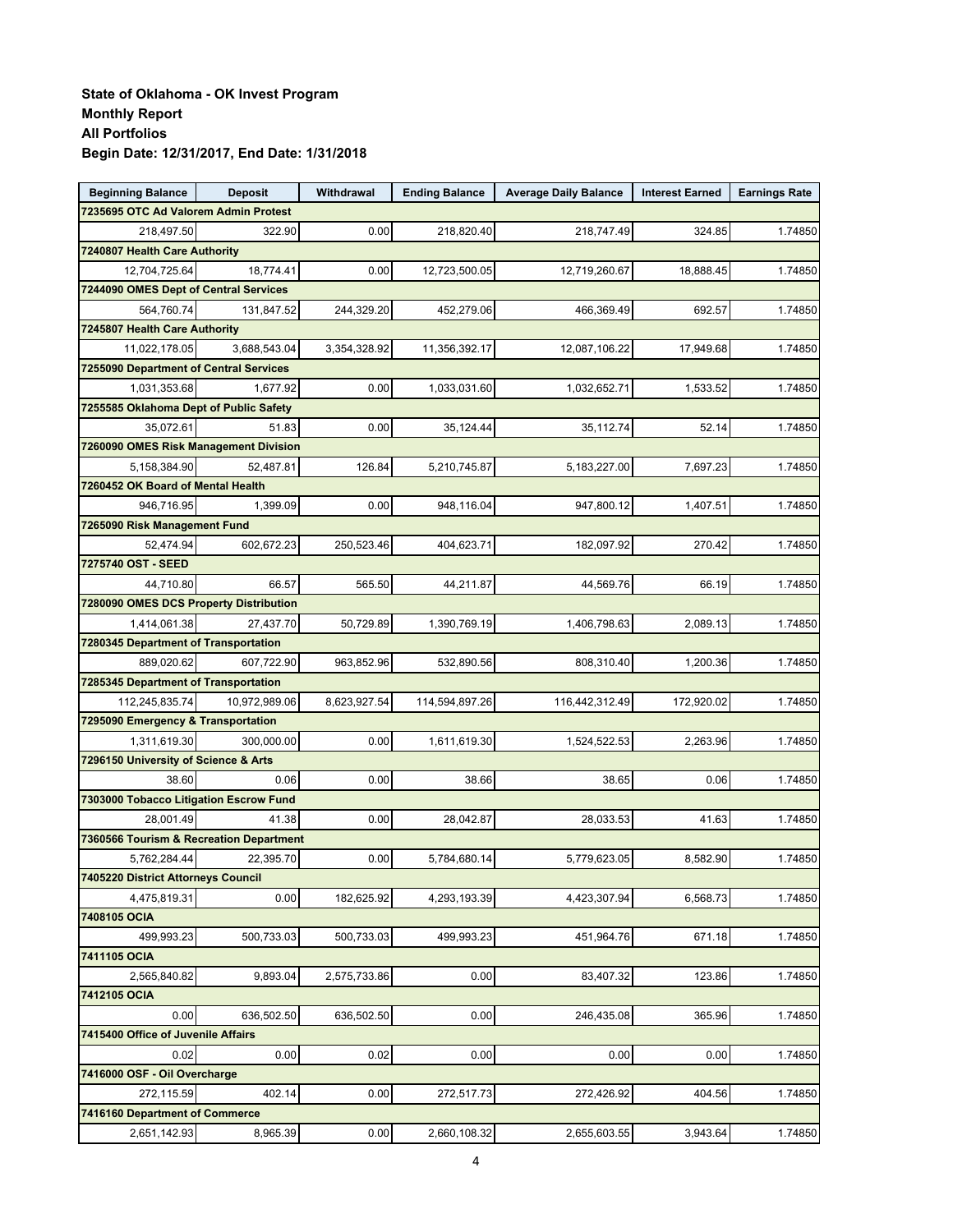**State of Oklahoma - OK Invest Program**
**Monthly Report**
**All Portfolios**
**Begin Date: 12/31/2017, End Date: 1/31/2018**

| Beginning Balance | Deposit | Withdrawal | Ending Balance | Average Daily Balance | Interest Earned | Earnings Rate |
|---|---|---|---|---|---|---|
| **7235695 OTC Ad Valorem Admin Protest** | | | | | | |
| 218,497.50 | 322.90 | 0.00 | 218,820.40 | 218,747.49 | 324.85 | 1.74850 |
| **7240807 Health Care Authority** | | | | | | |
| 12,704,725.64 | 18,774.41 | 0.00 | 12,723,500.05 | 12,719,260.67 | 18,888.45 | 1.74850 |
| **7244090 OMES Dept of Central Services** | | | | | | |
| 564,760.74 | 131,847.52 | 244,329.20 | 452,279.06 | 466,369.49 | 692.57 | 1.74850 |
| **7245807 Health Care Authority** | | | | | | |
| 11,022,178.05 | 3,688,543.04 | 3,354,328.92 | 11,356,392.17 | 12,087,106.22 | 17,949.68 | 1.74850 |
| **7255090 Department of Central Services** | | | | | | |
| 1,031,353.68 | 1,677.92 | 0.00 | 1,033,031.60 | 1,032,652.71 | 1,533.52 | 1.74850 |
| **7255585 Oklahoma Dept of Public Safety** | | | | | | |
| 35,072.61 | 51.83 | 0.00 | 35,124.44 | 35,112.74 | 52.14 | 1.74850 |
| **7260090 OMES Risk Management Division** | | | | | | |
| 5,158,384.90 | 52,487.81 | 126.84 | 5,210,745.87 | 5,183,227.00 | 7,697.23 | 1.74850 |
| **7260452 OK Board of Mental Health** | | | | | | |
| 946,716.95 | 1,399.09 | 0.00 | 948,116.04 | 947,800.12 | 1,407.51 | 1.74850 |
| **7265090 Risk Management Fund** | | | | | | |
| 52,474.94 | 602,672.23 | 250,523.46 | 404,623.71 | 182,097.92 | 270.42 | 1.74850 |
| **7275740 OST - SEED** | | | | | | |
| 44,710.80 | 66.57 | 565.50 | 44,211.87 | 44,569.76 | 66.19 | 1.74850 |
| **7280090 OMES DCS Property Distribution** | | | | | | |
| 1,414,061.38 | 27,437.70 | 50,729.89 | 1,390,769.19 | 1,406,798.63 | 2,089.13 | 1.74850 |
| **7280345 Department of Transportation** | | | | | | |
| 889,020.62 | 607,722.90 | 963,852.96 | 532,890.56 | 808,310.40 | 1,200.36 | 1.74850 |
| **7285345 Department of Transportation** | | | | | | |
| 112,245,835.74 | 10,972,989.06 | 8,623,927.54 | 114,594,897.26 | 116,442,312.49 | 172,920.02 | 1.74850 |
| **7295090 Emergency & Transportation** | | | | | | |
| 1,311,619.30 | 300,000.00 | 0.00 | 1,611,619.30 | 1,524,522.53 | 2,263.96 | 1.74850 |
| **7296150 University of Science & Arts** | | | | | | |
| 38.60 | 0.06 | 0.00 | 38.66 | 38.65 | 0.06 | 1.74850 |
| **7303000 Tobacco Litigation Escrow Fund** | | | | | | |
| 28,001.49 | 41.38 | 0.00 | 28,042.87 | 28,033.53 | 41.63 | 1.74850 |
| **7360566 Tourism & Recreation Department** | | | | | | |
| 5,762,284.44 | 22,395.70 | 0.00 | 5,784,680.14 | 5,779,623.05 | 8,582.90 | 1.74850 |
| **7405220 District Attorneys Council** | | | | | | |
| 4,475,819.31 | 0.00 | 182,625.92 | 4,293,193.39 | 4,423,307.94 | 6,568.73 | 1.74850 |
| **7408105 OCIA** | | | | | | |
| 499,993.23 | 500,733.03 | 500,733.03 | 499,993.23 | 451,964.76 | 671.18 | 1.74850 |
| **7411105 OCIA** | | | | | | |
| 2,565,840.82 | 9,893.04 | 2,575,733.86 | 0.00 | 83,407.32 | 123.86 | 1.74850 |
| **7412105 OCIA** | | | | | | |
| 0.00 | 636,502.50 | 636,502.50 | 0.00 | 246,435.08 | 365.96 | 1.74850 |
| **7415400 Office of Juvenile Affairs** | | | | | | |
| 0.02 | 0.00 | 0.02 | 0.00 | 0.00 | 0.00 | 1.74850 |
| **7416000 OSF - Oil Overcharge** | | | | | | |
| 272,115.59 | 402.14 | 0.00 | 272,517.73 | 272,426.92 | 404.56 | 1.74850 |
| **7416160 Department of Commerce** | | | | | | |
| 2,651,142.93 | 8,965.39 | 0.00 | 2,660,108.32 | 2,655,603.55 | 3,943.64 | 1.74850 |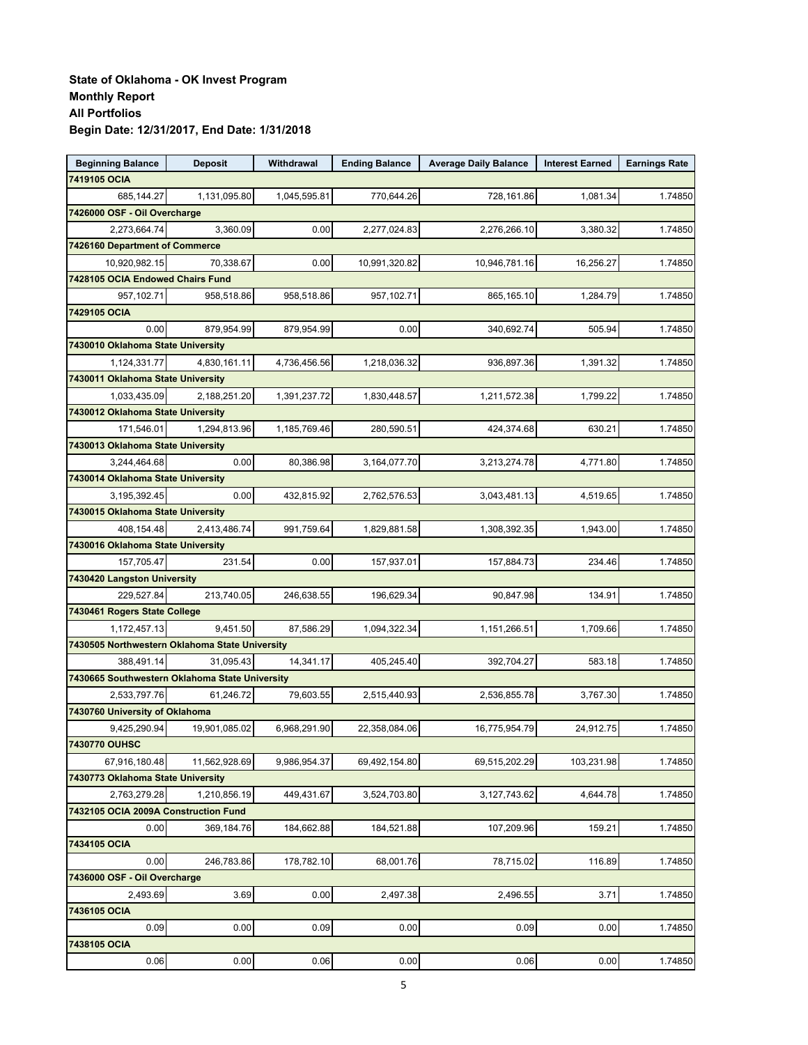**State of Oklahoma - OK Invest Program**
**Monthly Report**
**All Portfolios**
**Begin Date: 12/31/2017, End Date: 1/31/2018**

| Beginning Balance | Deposit | Withdrawal | Ending Balance | Average Daily Balance | Interest Earned | Earnings Rate |
|---|---|---|---|---|---|---|
| **7419105 OCIA** | | | | | | |
| 685,144.27 | 1,131,095.80 | 1,045,595.81 | 770,644.26 | 728,161.86 | 1,081.34 | 1.74850 |
| **7426000 OSF - Oil Overcharge** | | | | | | |
| 2,273,664.74 | 3,360.09 | 0.00 | 2,277,024.83 | 2,276,266.10 | 3,380.32 | 1.74850 |
| **7426160 Department of Commerce** | | | | | | |
| 10,920,982.15 | 70,338.67 | 0.00 | 10,991,320.82 | 10,946,781.16 | 16,256.27 | 1.74850 |
| **7428105 OCIA Endowed Chairs Fund** | | | | | | |
| 957,102.71 | 958,518.86 | 958,518.86 | 957,102.71 | 865,165.10 | 1,284.79 | 1.74850 |
| **7429105 OCIA** | | | | | | |
| 0.00 | 879,954.99 | 879,954.99 | 0.00 | 340,692.74 | 505.94 | 1.74850 |
| **7430010 Oklahoma State University** | | | | | | |
| 1,124,331.77 | 4,830,161.11 | 4,736,456.56 | 1,218,036.32 | 936,897.36 | 1,391.32 | 1.74850 |
| **7430011 Oklahoma State University** | | | | | | |
| 1,033,435.09 | 2,188,251.20 | 1,391,237.72 | 1,830,448.57 | 1,211,572.38 | 1,799.22 | 1.74850 |
| **7430012 Oklahoma State University** | | | | | | |
| 171,546.01 | 1,294,813.96 | 1,185,769.46 | 280,590.51 | 424,374.68 | 630.21 | 1.74850 |
| **7430013 Oklahoma State University** | | | | | | |
| 3,244,464.68 | 0.00 | 80,386.98 | 3,164,077.70 | 3,213,274.78 | 4,771.80 | 1.74850 |
| **7430014 Oklahoma State University** | | | | | | |
| 3,195,392.45 | 0.00 | 432,815.92 | 2,762,576.53 | 3,043,481.13 | 4,519.65 | 1.74850 |
| **7430015 Oklahoma State University** | | | | | | |
| 408,154.48 | 2,413,486.74 | 991,759.64 | 1,829,881.58 | 1,308,392.35 | 1,943.00 | 1.74850 |
| **7430016 Oklahoma State University** | | | | | | |
| 157,705.47 | 231.54 | 0.00 | 157,937.01 | 157,884.73 | 234.46 | 1.74850 |
| **7430420 Langston University** | | | | | | |
| 229,527.84 | 213,740.05 | 246,638.55 | 196,629.34 | 90,847.98 | 134.91 | 1.74850 |
| **7430461 Rogers State College** | | | | | | |
| 1,172,457.13 | 9,451.50 | 87,586.29 | 1,094,322.34 | 1,151,266.51 | 1,709.66 | 1.74850 |
| **7430505 Northwestern Oklahoma State University** | | | | | | |
| 388,491.14 | 31,095.43 | 14,341.17 | 405,245.40 | 392,704.27 | 583.18 | 1.74850 |
| **7430665 Southwestern Oklahoma State University** | | | | | | |
| 2,533,797.76 | 61,246.72 | 79,603.55 | 2,515,440.93 | 2,536,855.78 | 3,767.30 | 1.74850 |
| **7430760 University of Oklahoma** | | | | | | |
| 9,425,290.94 | 19,901,085.02 | 6,968,291.90 | 22,358,084.06 | 16,775,954.79 | 24,912.75 | 1.74850 |
| **7430770 OUHSC** | | | | | | |
| 67,916,180.48 | 11,562,928.69 | 9,986,954.37 | 69,492,154.80 | 69,515,202.29 | 103,231.98 | 1.74850 |
| **7430773 Oklahoma State University** | | | | | | |
| 2,763,279.28 | 1,210,856.19 | 449,431.67 | 3,524,703.80 | 3,127,743.62 | 4,644.78 | 1.74850 |
| **7432105 OCIA 2009A Construction Fund** | | | | | | |
| 0.00 | 369,184.76 | 184,662.88 | 184,521.88 | 107,209.96 | 159.21 | 1.74850 |
| **7434105 OCIA** | | | | | | |
| 0.00 | 246,783.86 | 178,782.10 | 68,001.76 | 78,715.02 | 116.89 | 1.74850 |
| **7436000 OSF - Oil Overcharge** | | | | | | |
| 2,493.69 | 3.69 | 0.00 | 2,497.38 | 2,496.55 | 3.71 | 1.74850 |
| **7436105 OCIA** | | | | | | |
| 0.09 | 0.00 | 0.09 | 0.00 | 0.09 | 0.00 | 1.74850 |
| **7438105 OCIA** | | | | | | |
| 0.06 | 0.00 | 0.06 | 0.00 | 0.06 | 0.00 | 1.74850 |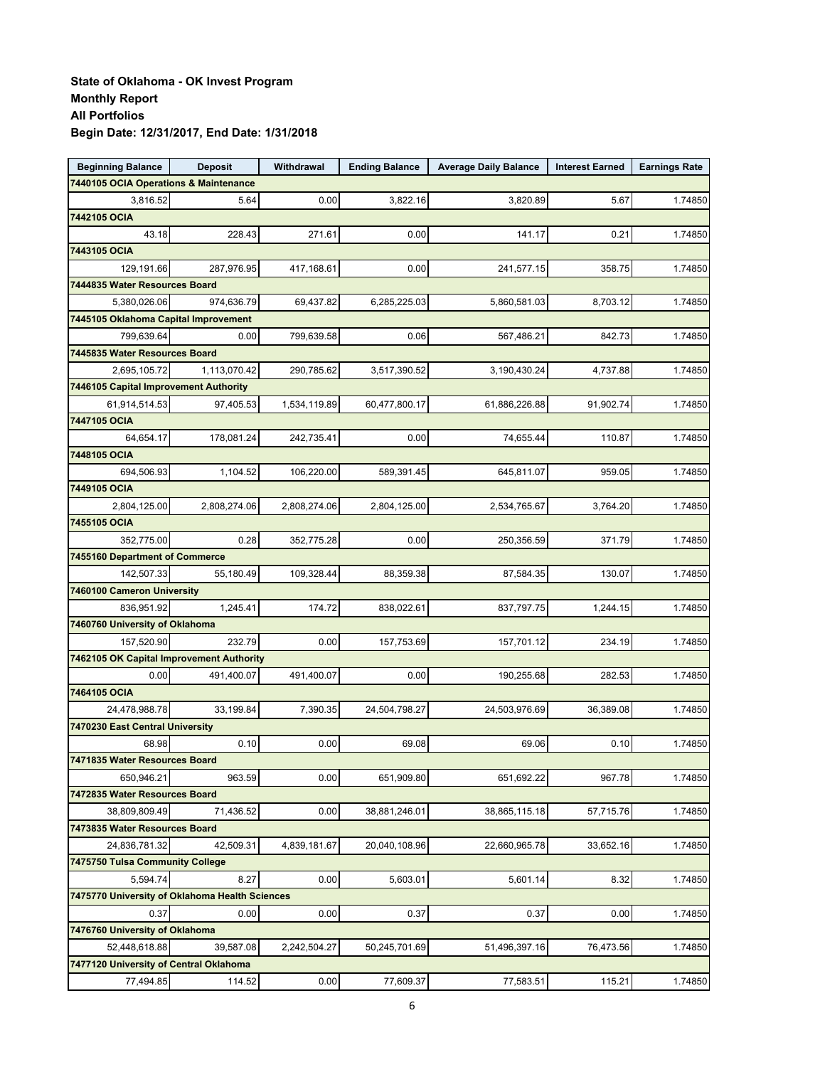**State of Oklahoma - OK Invest Program**
**Monthly Report**
**All Portfolios**
**Begin Date: 12/31/2017, End Date: 1/31/2018**

| Beginning Balance | Deposit | Withdrawal | Ending Balance | Average Daily Balance | Interest Earned | Earnings Rate |
|---|---|---|---|---|---|---|
| **7440105 OCIA Operations & Maintenance** | | | | | | |
| 3,816.52 | 5.64 | 0.00 | 3,822.16 | 3,820.89 | 5.67 | 1.74850 |
| **7442105 OCIA** | | | | | | |
| 43.18 | 228.43 | 271.61 | 0.00 | 141.17 | 0.21 | 1.74850 |
| **7443105 OCIA** | | | | | | |
| 129,191.66 | 287,976.95 | 417,168.61 | 0.00 | 241,577.15 | 358.75 | 1.74850 |
| **7444835 Water Resources Board** | | | | | | |
| 5,380,026.06 | 974,636.79 | 69,437.82 | 6,285,225.03 | 5,860,581.03 | 8,703.12 | 1.74850 |
| **7445105 Oklahoma Capital Improvement** | | | | | | |
| 799,639.64 | 0.00 | 799,639.58 | 0.06 | 567,486.21 | 842.73 | 1.74850 |
| **7445835 Water Resources Board** | | | | | | |
| 2,695,105.72 | 1,113,070.42 | 290,785.62 | 3,517,390.52 | 3,190,430.24 | 4,737.88 | 1.74850 |
| **7446105 Capital Improvement Authority** | | | | | | |
| 61,914,514.53 | 97,405.53 | 1,534,119.89 | 60,477,800.17 | 61,886,226.88 | 91,902.74 | 1.74850 |
| **7447105 OCIA** | | | | | | |
| 64,654.17 | 178,081.24 | 242,735.41 | 0.00 | 74,655.44 | 110.87 | 1.74850 |
| **7448105 OCIA** | | | | | | |
| 694,506.93 | 1,104.52 | 106,220.00 | 589,391.45 | 645,811.07 | 959.05 | 1.74850 |
| **7449105 OCIA** | | | | | | |
| 2,804,125.00 | 2,808,274.06 | 2,808,274.06 | 2,804,125.00 | 2,534,765.67 | 3,764.20 | 1.74850 |
| **7455105 OCIA** | | | | | | |
| 352,775.00 | 0.28 | 352,775.28 | 0.00 | 250,356.59 | 371.79 | 1.74850 |
| **7455160 Department of Commerce** | | | | | | |
| 142,507.33 | 55,180.49 | 109,328.44 | 88,359.38 | 87,584.35 | 130.07 | 1.74850 |
| **7460100 Cameron University** | | | | | | |
| 836,951.92 | 1,245.41 | 174.72 | 838,022.61 | 837,797.75 | 1,244.15 | 1.74850 |
| **7460760 University of Oklahoma** | | | | | | |
| 157,520.90 | 232.79 | 0.00 | 157,753.69 | 157,701.12 | 234.19 | 1.74850 |
| **7462105 OK Capital Improvement Authority** | | | | | | |
| 0.00 | 491,400.07 | 491,400.07 | 0.00 | 190,255.68 | 282.53 | 1.74850 |
| **7464105 OCIA** | | | | | | |
| 24,478,988.78 | 33,199.84 | 7,390.35 | 24,504,798.27 | 24,503,976.69 | 36,389.08 | 1.74850 |
| **7470230 East Central University** | | | | | | |
| 68.98 | 0.10 | 0.00 | 69.08 | 69.06 | 0.10 | 1.74850 |
| **7471835 Water Resources Board** | | | | | | |
| 650,946.21 | 963.59 | 0.00 | 651,909.80 | 651,692.22 | 967.78 | 1.74850 |
| **7472835 Water Resources Board** | | | | | | |
| 38,809,809.49 | 71,436.52 | 0.00 | 38,881,246.01 | 38,865,115.18 | 57,715.76 | 1.74850 |
| **7473835 Water Resources Board** | | | | | | |
| 24,836,781.32 | 42,509.31 | 4,839,181.67 | 20,040,108.96 | 22,660,965.78 | 33,652.16 | 1.74850 |
| **7475750 Tulsa Community College** | | | | | | |
| 5,594.74 | 8.27 | 0.00 | 5,603.01 | 5,601.14 | 8.32 | 1.74850 |
| **7475770 University of Oklahoma Health Sciences** | | | | | | |
| 0.37 | 0.00 | 0.00 | 0.37 | 0.37 | 0.00 | 1.74850 |
| **7476760 University of Oklahoma** | | | | | | |
| 52,448,618.88 | 39,587.08 | 2,242,504.27 | 50,245,701.69 | 51,496,397.16 | 76,473.56 | 1.74850 |
| **7477120 University of Central Oklahoma** | | | | | | |
| 77,494.85 | 114.52 | 0.00 | 77,609.37 | 77,583.51 | 115.21 | 1.74850 |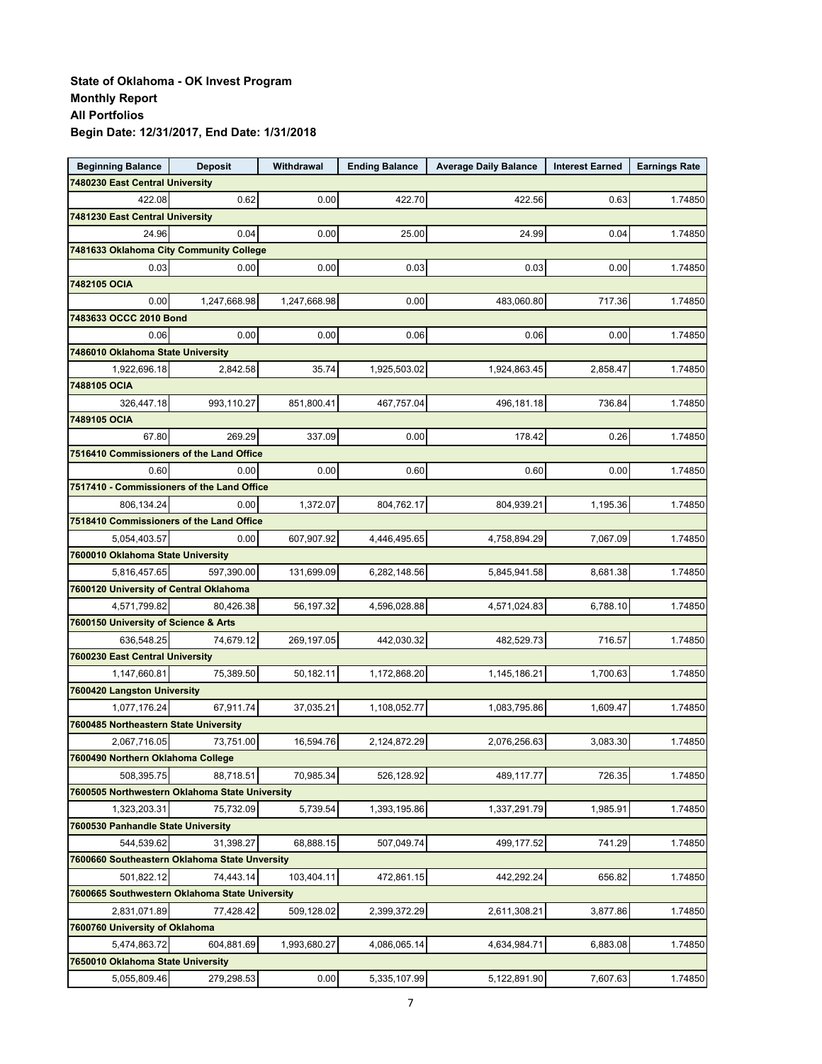**State of Oklahoma - OK Invest Program**
**Monthly Report**
**All Portfolios**
**Begin Date: 12/31/2017, End Date: 1/31/2018**

| Beginning Balance | Deposit | Withdrawal | Ending Balance | Average Daily Balance | Interest Earned | Earnings Rate |
|---|---|---|---|---|---|---|
| **7480230 East Central University** | | | | | | |
| 422.08 | 0.62 | 0.00 | 422.70 | 422.56 | 0.63 | 1.74850 |
| **7481230 East Central University** | | | | | | |
| 24.96 | 0.04 | 0.00 | 25.00 | 24.99 | 0.04 | 1.74850 |
| **7481633 Oklahoma City Community College** | | | | | | |
| 0.03 | 0.00 | 0.00 | 0.03 | 0.03 | 0.00 | 1.74850 |
| **7482105 OCIA** | | | | | | |
| 0.00 | 1,247,668.98 | 1,247,668.98 | 0.00 | 483,060.80 | 717.36 | 1.74850 |
| **7483633 OCCC 2010 Bond** | | | | | | |
| 0.06 | 0.00 | 0.00 | 0.06 | 0.06 | 0.00 | 1.74850 |
| **7486010 Oklahoma State University** | | | | | | |
| 1,922,696.18 | 2,842.58 | 35.74 | 1,925,503.02 | 1,924,863.45 | 2,858.47 | 1.74850 |
| **7488105 OCIA** | | | | | | |
| 326,447.18 | 993,110.27 | 851,800.41 | 467,757.04 | 496,181.18 | 736.84 | 1.74850 |
| **7489105 OCIA** | | | | | | |
| 67.80 | 269.29 | 337.09 | 0.00 | 178.42 | 0.26 | 1.74850 |
| **7516410 Commissioners of the Land Office** | | | | | | |
| 0.60 | 0.00 | 0.00 | 0.60 | 0.60 | 0.00 | 1.74850 |
| **7517410 - Commissioners of the Land Office** | | | | | | |
| 806,134.24 | 0.00 | 1,372.07 | 804,762.17 | 804,939.21 | 1,195.36 | 1.74850 |
| **7518410 Commissioners of the Land Office** | | | | | | |
| 5,054,403.57 | 0.00 | 607,907.92 | 4,446,495.65 | 4,758,894.29 | 7,067.09 | 1.74850 |
| **7600010 Oklahoma State University** | | | | | | |
| 5,816,457.65 | 597,390.00 | 131,699.09 | 6,282,148.56 | 5,845,941.58 | 8,681.38 | 1.74850 |
| **7600120 University of Central Oklahoma** | | | | | | |
| 4,571,799.82 | 80,426.38 | 56,197.32 | 4,596,028.88 | 4,571,024.83 | 6,788.10 | 1.74850 |
| **7600150 University of Science & Arts** | | | | | | |
| 636,548.25 | 74,679.12 | 269,197.05 | 442,030.32 | 482,529.73 | 716.57 | 1.74850 |
| **7600230 East Central University** | | | | | | |
| 1,147,660.81 | 75,389.50 | 50,182.11 | 1,172,868.20 | 1,145,186.21 | 1,700.63 | 1.74850 |
| **7600420 Langston University** | | | | | | |
| 1,077,176.24 | 67,911.74 | 37,035.21 | 1,108,052.77 | 1,083,795.86 | 1,609.47 | 1.74850 |
| **7600485 Northeastern State University** | | | | | | |
| 2,067,716.05 | 73,751.00 | 16,594.76 | 2,124,872.29 | 2,076,256.63 | 3,083.30 | 1.74850 |
| **7600490 Northern Oklahoma College** | | | | | | |
| 508,395.75 | 88,718.51 | 70,985.34 | 526,128.92 | 489,117.77 | 726.35 | 1.74850 |
| **7600505 Northwestern Oklahoma State University** | | | | | | |
| 1,323,203.31 | 75,732.09 | 5,739.54 | 1,393,195.86 | 1,337,291.79 | 1,985.91 | 1.74850 |
| **7600530 Panhandle State University** | | | | | | |
| 544,539.62 | 31,398.27 | 68,888.15 | 507,049.74 | 499,177.52 | 741.29 | 1.74850 |
| **7600660 Southeastern Oklahoma State Unversity** | | | | | | |
| 501,822.12 | 74,443.14 | 103,404.11 | 472,861.15 | 442,292.24 | 656.82 | 1.74850 |
| **7600665 Southwestern Oklahoma State University** | | | | | | |
| 2,831,071.89 | 77,428.42 | 509,128.02 | 2,399,372.29 | 2,611,308.21 | 3,877.86 | 1.74850 |
| **7600760 University of Oklahoma** | | | | | | |
| 5,474,863.72 | 604,881.69 | 1,993,680.27 | 4,086,065.14 | 4,634,984.71 | 6,883.08 | 1.74850 |
| **7650010 Oklahoma State University** | | | | | | |
| 5,055,809.46 | 279,298.53 | 0.00 | 5,335,107.99 | 5,122,891.90 | 7,607.63 | 1.74850 |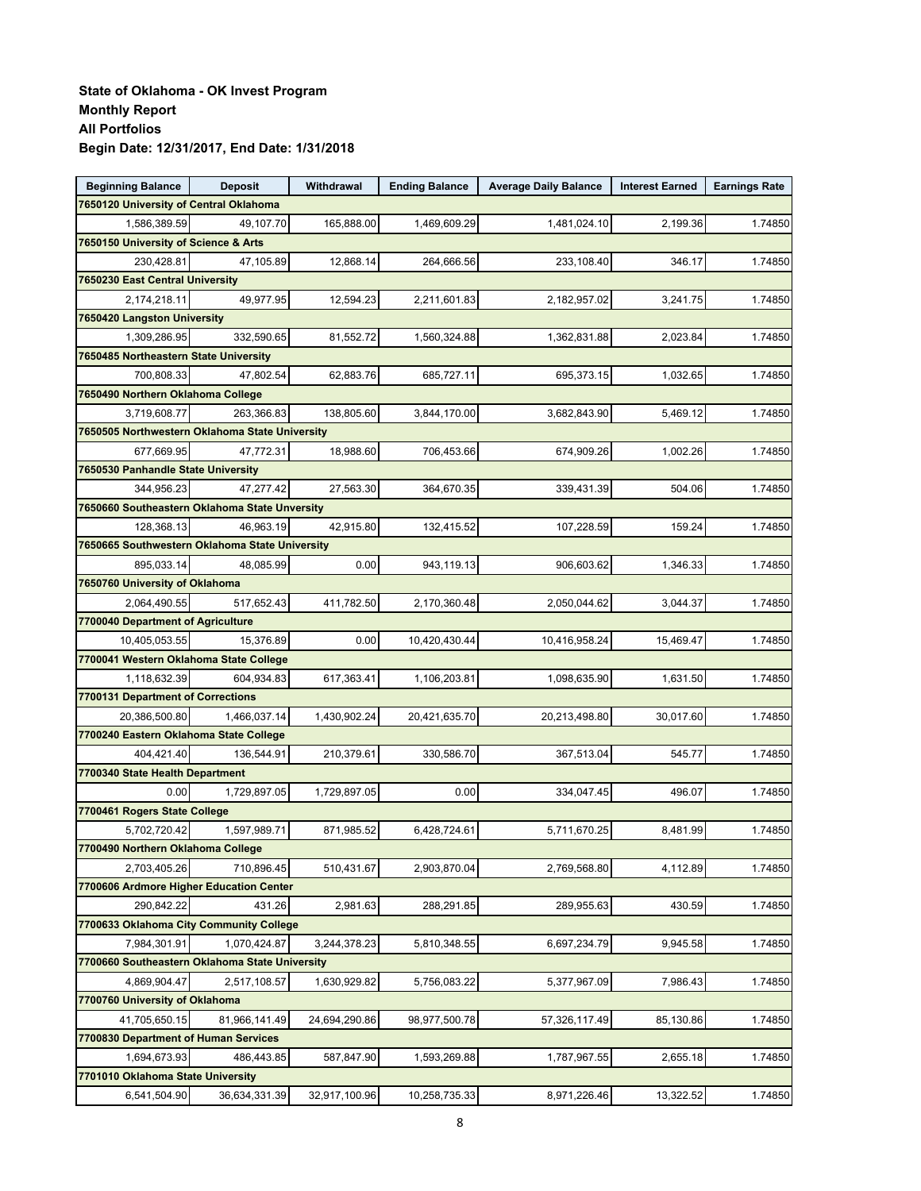# State of Oklahoma - OK Invest Program
## Monthly Report
## All Portfolios
## Begin Date: 12/31/2017, End Date: 1/31/2018

| Beginning Balance | Deposit | Withdrawal | Ending Balance | Average Daily Balance | Interest Earned | Earnings Rate |
|---|---|---|---|---|---|---|
| **7650120 University of Central Oklahoma** | | | | | | |
| 1,586,389.59 | 49,107.70 | 165,888.00 | 1,469,609.29 | 1,481,024.10 | 2,199.36 | 1.74850 |
| **7650150 University of Science & Arts** | | | | | | |
| 230,428.81 | 47,105.89 | 12,868.14 | 264,666.56 | 233,108.40 | 346.17 | 1.74850 |
| **7650230 East Central University** | | | | | | |
| 2,174,218.11 | 49,977.95 | 12,594.23 | 2,211,601.83 | 2,182,957.02 | 3,241.75 | 1.74850 |
| **7650420 Langston University** | | | | | | |
| 1,309,286.95 | 332,590.65 | 81,552.72 | 1,560,324.88 | 1,362,831.88 | 2,023.84 | 1.74850 |
| **7650485 Northeastern State University** | | | | | | |
| 700,808.33 | 47,802.54 | 62,883.76 | 685,727.11 | 695,373.15 | 1,032.65 | 1.74850 |
| **7650490 Northern Oklahoma College** | | | | | | |
| 3,719,608.77 | 263,366.83 | 138,805.60 | 3,844,170.00 | 3,682,843.90 | 5,469.12 | 1.74850 |
| **7650505 Northwestern Oklahoma State University** | | | | | | |
| 677,669.95 | 47,772.31 | 18,988.60 | 706,453.66 | 674,909.26 | 1,002.26 | 1.74850 |
| **7650530 Panhandle State University** | | | | | | |
| 344,956.23 | 47,277.42 | 27,563.30 | 364,670.35 | 339,431.39 | 504.06 | 1.74850 |
| **7650660 Southeastern Oklahoma State Unversity** | | | | | | |
| 128,368.13 | 46,963.19 | 42,915.80 | 132,415.52 | 107,228.59 | 159.24 | 1.74850 |
| **7650665 Southwestern Oklahoma State University** | | | | | | |
| 895,033.14 | 48,085.99 | 0.00 | 943,119.13 | 906,603.62 | 1,346.33 | 1.74850 |
| **7650760 University of Oklahoma** | | | | | | |
| 2,064,490.55 | 517,652.43 | 411,782.50 | 2,170,360.48 | 2,050,044.62 | 3,044.37 | 1.74850 |
| **7700040 Department of Agriculture** | | | | | | |
| 10,405,053.55 | 15,376.89 | 0.00 | 10,420,430.44 | 10,416,958.24 | 15,469.47 | 1.74850 |
| **7700041 Western Oklahoma State College** | | | | | | |
| 1,118,632.39 | 604,934.83 | 617,363.41 | 1,106,203.81 | 1,098,635.90 | 1,631.50 | 1.74850 |
| **7700131 Department of Corrections** | | | | | | |
| 20,386,500.80 | 1,466,037.14 | 1,430,902.24 | 20,421,635.70 | 20,213,498.80 | 30,017.60 | 1.74850 |
| **7700240 Eastern Oklahoma State College** | | | | | | |
| 404,421.40 | 136,544.91 | 210,379.61 | 330,586.70 | 367,513.04 | 545.77 | 1.74850 |
| **7700340 State Health Department** | | | | | | |
| 0.00 | 1,729,897.05 | 1,729,897.05 | 0.00 | 334,047.45 | 496.07 | 1.74850 |
| **7700461 Rogers State College** | | | | | | |
| 5,702,720.42 | 1,597,989.71 | 871,985.52 | 6,428,724.61 | 5,711,670.25 | 8,481.99 | 1.74850 |
| **7700490 Northern Oklahoma College** | | | | | | |
| 2,703,405.26 | 710,896.45 | 510,431.67 | 2,903,870.04 | 2,769,568.80 | 4,112.89 | 1.74850 |
| **7700606 Ardmore Higher Education Center** | | | | | | |
| 290,842.22 | 431.26 | 2,981.63 | 288,291.85 | 289,955.63 | 430.59 | 1.74850 |
| **7700633 Oklahoma City Community College** | | | | | | |
| 7,984,301.91 | 1,070,424.87 | 3,244,378.23 | 5,810,348.55 | 6,697,234.79 | 9,945.58 | 1.74850 |
| **7700660 Southeastern Oklahoma State University** | | | | | | |
| 4,869,904.47 | 2,517,108.57 | 1,630,929.82 | 5,756,083.22 | 5,377,967.09 | 7,986.43 | 1.74850 |
| **7700760 University of Oklahoma** | | | | | | |
| 41,705,650.15 | 81,966,141.49 | 24,694,290.86 | 98,977,500.78 | 57,326,117.49 | 85,130.86 | 1.74850 |
| **7700830 Department of Human Services** | | | | | | |
| 1,694,673.93 | 486,443.85 | 587,847.90 | 1,593,269.88 | 1,787,967.55 | 2,655.18 | 1.74850 |
| **7701010 Oklahoma State University** | | | | | | |
| 6,541,504.90 | 36,634,331.39 | 32,917,100.96 | 10,258,735.33 | 8,971,226.46 | 13,322.52 | 1.74850 |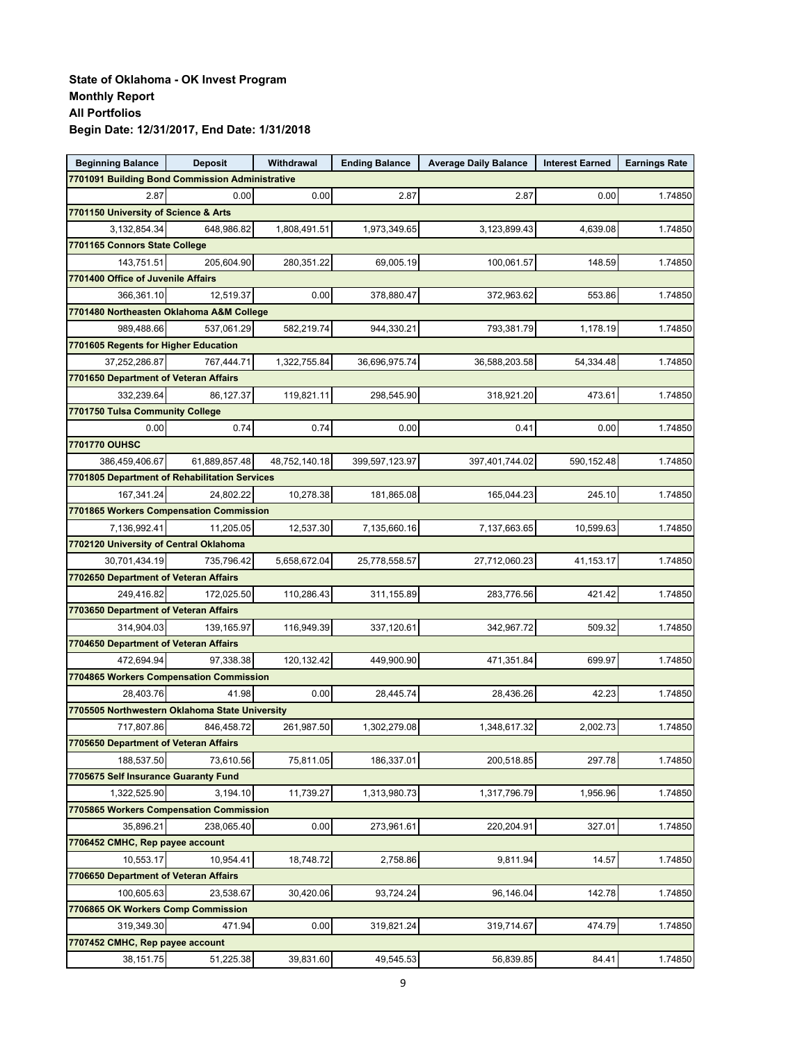**State of Oklahoma - OK Invest Program**
**Monthly Report**
**All Portfolios**
**Begin Date: 12/31/2017, End Date: 1/31/2018**

| Beginning Balance | Deposit | Withdrawal | Ending Balance | Average Daily Balance | Interest Earned | Earnings Rate |
|---|---|---|---|---|---|---|
| **7701091 Building Bond Commission Administrative** | | | | | | |
| 2.87 | 0.00 | 0.00 | 2.87 | 2.87 | 0.00 | 1.74850 |
| **7701150 University of Science & Arts** | | | | | | |
| 3,132,854.34 | 648,986.82 | 1,808,491.51 | 1,973,349.65 | 3,123,899.43 | 4,639.08 | 1.74850 |
| **7701165 Connors State College** | | | | | | |
| 143,751.51 | 205,604.90 | 280,351.22 | 69,005.19 | 100,061.57 | 148.59 | 1.74850 |
| **7701400 Office of Juvenile Affairs** | | | | | | |
| 366,361.10 | 12,519.37 | 0.00 | 378,880.47 | 372,963.62 | 553.86 | 1.74850 |
| **7701480 Northeasten Oklahoma A&M College** | | | | | | |
| 989,488.66 | 537,061.29 | 582,219.74 | 944,330.21 | 793,381.79 | 1,178.19 | 1.74850 |
| **7701605 Regents for Higher Education** | | | | | | |
| 37,252,286.87 | 767,444.71 | 1,322,755.84 | 36,696,975.74 | 36,588,203.58 | 54,334.48 | 1.74850 |
| **7701650 Department of Veteran Affairs** | | | | | | |
| 332,239.64 | 86,127.37 | 119,821.11 | 298,545.90 | 318,921.20 | 473.61 | 1.74850 |
| **7701750 Tulsa Community College** | | | | | | |
| 0.00 | 0.74 | 0.74 | 0.00 | 0.41 | 0.00 | 1.74850 |
| **7701770 OUHSC** | | | | | | |
| 386,459,406.67 | 61,889,857.48 | 48,752,140.18 | 399,597,123.97 | 397,401,744.02 | 590,152.48 | 1.74850 |
| **7701805 Department of Rehabilitation Services** | | | | | | |
| 167,341.24 | 24,802.22 | 10,278.38 | 181,865.08 | 165,044.23 | 245.10 | 1.74850 |
| **7701865 Workers Compensation Commission** | | | | | | |
| 7,136,992.41 | 11,205.05 | 12,537.30 | 7,135,660.16 | 7,137,663.65 | 10,599.63 | 1.74850 |
| **7702120 University of Central Oklahoma** | | | | | | |
| 30,701,434.19 | 735,796.42 | 5,658,672.04 | 25,778,558.57 | 27,712,060.23 | 41,153.17 | 1.74850 |
| **7702650 Department of Veteran Affairs** | | | | | | |
| 249,416.82 | 172,025.50 | 110,286.43 | 311,155.89 | 283,776.56 | 421.42 | 1.74850 |
| **7703650 Department of Veteran Affairs** | | | | | | |
| 314,904.03 | 139,165.97 | 116,949.39 | 337,120.61 | 342,967.72 | 509.32 | 1.74850 |
| **7704650 Department of Veteran Affairs** | | | | | | |
| 472,694.94 | 97,338.38 | 120,132.42 | 449,900.90 | 471,351.84 | 699.97 | 1.74850 |
| **7704865 Workers Compensation Commission** | | | | | | |
| 28,403.76 | 41.98 | 0.00 | 28,445.74 | 28,436.26 | 42.23 | 1.74850 |
| **7705505 Northwestern Oklahoma State University** | | | | | | |
| 717,807.86 | 846,458.72 | 261,987.50 | 1,302,279.08 | 1,348,617.32 | 2,002.73 | 1.74850 |
| **7705650 Department of Veteran Affairs** | | | | | | |
| 188,537.50 | 73,610.56 | 75,811.05 | 186,337.01 | 200,518.85 | 297.78 | 1.74850 |
| **7705675 Self Insurance Guaranty Fund** | | | | | | |
| 1,322,525.90 | 3,194.10 | 11,739.27 | 1,313,980.73 | 1,317,796.79 | 1,956.96 | 1.74850 |
| **7705865 Workers Compensation Commission** | | | | | | |
| 35,896.21 | 238,065.40 | 0.00 | 273,961.61 | 220,204.91 | 327.01 | 1.74850 |
| **7706452 CMHC, Rep payee account** | | | | | | |
| 10,553.17 | 10,954.41 | 18,748.72 | 2,758.86 | 9,811.94 | 14.57 | 1.74850 |
| **7706650 Department of Veteran Affairs** | | | | | | |
| 100,605.63 | 23,538.67 | 30,420.06 | 93,724.24 | 96,146.04 | 142.78 | 1.74850 |
| **7706865 OK Workers Comp Commission** | | | | | | |
| 319,349.30 | 471.94 | 0.00 | 319,821.24 | 319,714.67 | 474.79 | 1.74850 |
| **7707452 CMHC, Rep payee account** | | | | | | |
| 38,151.75 | 51,225.38 | 39,831.60 | 49,545.53 | 56,839.85 | 84.41 | 1.74850 |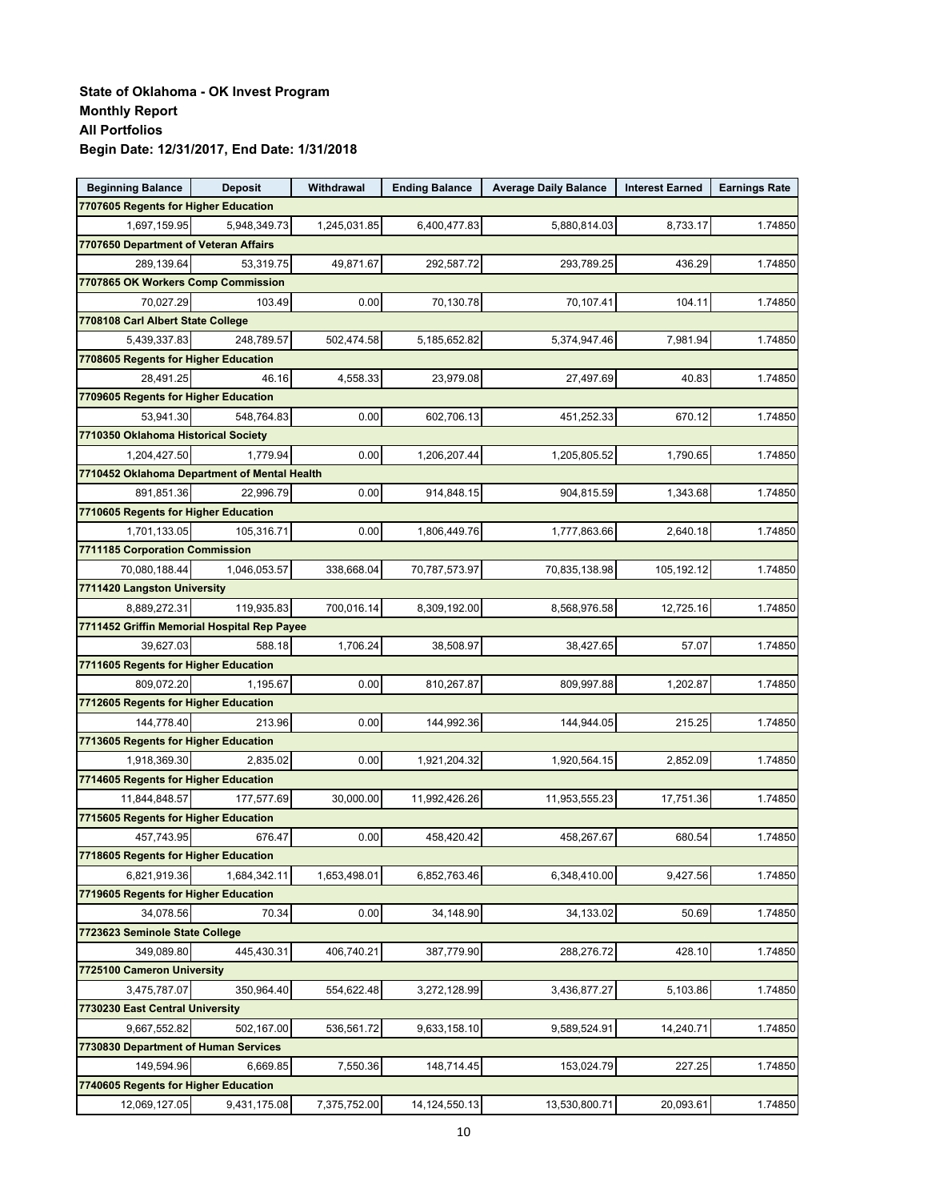**State of Oklahoma - OK Invest Program**
**Monthly Report**
**All Portfolios**
**Begin Date: 12/31/2017, End Date: 1/31/2018**

| Beginning Balance | Deposit | Withdrawal | Ending Balance | Average Daily Balance | Interest Earned | Earnings Rate |
|---|---|---|---|---|---|---|
| **7707605 Regents for Higher Education** | | | | | | |
| 1,697,159.95 | 5,948,349.73 | 1,245,031.85 | 6,400,477.83 | 5,880,814.03 | 8,733.17 | 1.74850 |
| **7707650 Department of Veteran Affairs** | | | | | | |
| 289,139.64 | 53,319.75 | 49,871.67 | 292,587.72 | 293,789.25 | 436.29 | 1.74850 |
| **7707865 OK Workers Comp Commission** | | | | | | |
| 70,027.29 | 103.49 | 0.00 | 70,130.78 | 70,107.41 | 104.11 | 1.74850 |
| **7708108 Carl Albert State College** | | | | | | |
| 5,439,337.83 | 248,789.57 | 502,474.58 | 5,185,652.82 | 5,374,947.46 | 7,981.94 | 1.74850 |
| **7708605 Regents for Higher Education** | | | | | | |
| 28,491.25 | 46.16 | 4,558.33 | 23,979.08 | 27,497.69 | 40.83 | 1.74850 |
| **7709605 Regents for Higher Education** | | | | | | |
| 53,941.30 | 548,764.83 | 0.00 | 602,706.13 | 451,252.33 | 670.12 | 1.74850 |
| **7710350 Oklahoma Historical Society** | | | | | | |
| 1,204,427.50 | 1,779.94 | 0.00 | 1,206,207.44 | 1,205,805.52 | 1,790.65 | 1.74850 |
| **7710452 Oklahoma Department of Mental Health** | | | | | | |
| 891,851.36 | 22,996.79 | 0.00 | 914,848.15 | 904,815.59 | 1,343.68 | 1.74850 |
| **7710605 Regents for Higher Education** | | | | | | |
| 1,701,133.05 | 105,316.71 | 0.00 | 1,806,449.76 | 1,777,863.66 | 2,640.18 | 1.74850 |
| **7711185 Corporation Commission** | | | | | | |
| 70,080,188.44 | 1,046,053.57 | 338,668.04 | 70,787,573.97 | 70,835,138.98 | 105,192.12 | 1.74850 |
| **7711420 Langston University** | | | | | | |
| 8,889,272.31 | 119,935.83 | 700,016.14 | 8,309,192.00 | 8,568,976.58 | 12,725.16 | 1.74850 |
| **7711452 Griffin Memorial Hospital Rep Payee** | | | | | | |
| 39,627.03 | 588.18 | 1,706.24 | 38,508.97 | 38,427.65 | 57.07 | 1.74850 |
| **7711605 Regents for Higher Education** | | | | | | |
| 809,072.20 | 1,195.67 | 0.00 | 810,267.87 | 809,997.88 | 1,202.87 | 1.74850 |
| **7712605 Regents for Higher Education** | | | | | | |
| 144,778.40 | 213.96 | 0.00 | 144,992.36 | 144,944.05 | 215.25 | 1.74850 |
| **7713605 Regents for Higher Education** | | | | | | |
| 1,918,369.30 | 2,835.02 | 0.00 | 1,921,204.32 | 1,920,564.15 | 2,852.09 | 1.74850 |
| **7714605 Regents for Higher Education** | | | | | | |
| 11,844,848.57 | 177,577.69 | 30,000.00 | 11,992,426.26 | 11,953,555.23 | 17,751.36 | 1.74850 |
| **7715605 Regents for Higher Education** | | | | | | |
| 457,743.95 | 676.47 | 0.00 | 458,420.42 | 458,267.67 | 680.54 | 1.74850 |
| **7718605 Regents for Higher Education** | | | | | | |
| 6,821,919.36 | 1,684,342.11 | 1,653,498.01 | 6,852,763.46 | 6,348,410.00 | 9,427.56 | 1.74850 |
| **7719605 Regents for Higher Education** | | | | | | |
| 34,078.56 | 70.34 | 0.00 | 34,148.90 | 34,133.02 | 50.69 | 1.74850 |
| **7723623 Seminole State College** | | | | | | |
| 349,089.80 | 445,430.31 | 406,740.21 | 387,779.90 | 288,276.72 | 428.10 | 1.74850 |
| **7725100 Cameron University** | | | | | | |
| 3,475,787.07 | 350,964.40 | 554,622.48 | 3,272,128.99 | 3,436,877.27 | 5,103.86 | 1.74850 |
| **7730230 East Central University** | | | | | | |
| 9,667,552.82 | 502,167.00 | 536,561.72 | 9,633,158.10 | 9,589,524.91 | 14,240.71 | 1.74850 |
| **7730830 Department of Human Services** | | | | | | |
| 149,594.96 | 6,669.85 | 7,550.36 | 148,714.45 | 153,024.79 | 227.25 | 1.74850 |
| **7740605 Regents for Higher Education** | | | | | | |
| 12,069,127.05 | 9,431,175.08 | 7,375,752.00 | 14,124,550.13 | 13,530,800.71 | 20,093.61 | 1.74850 |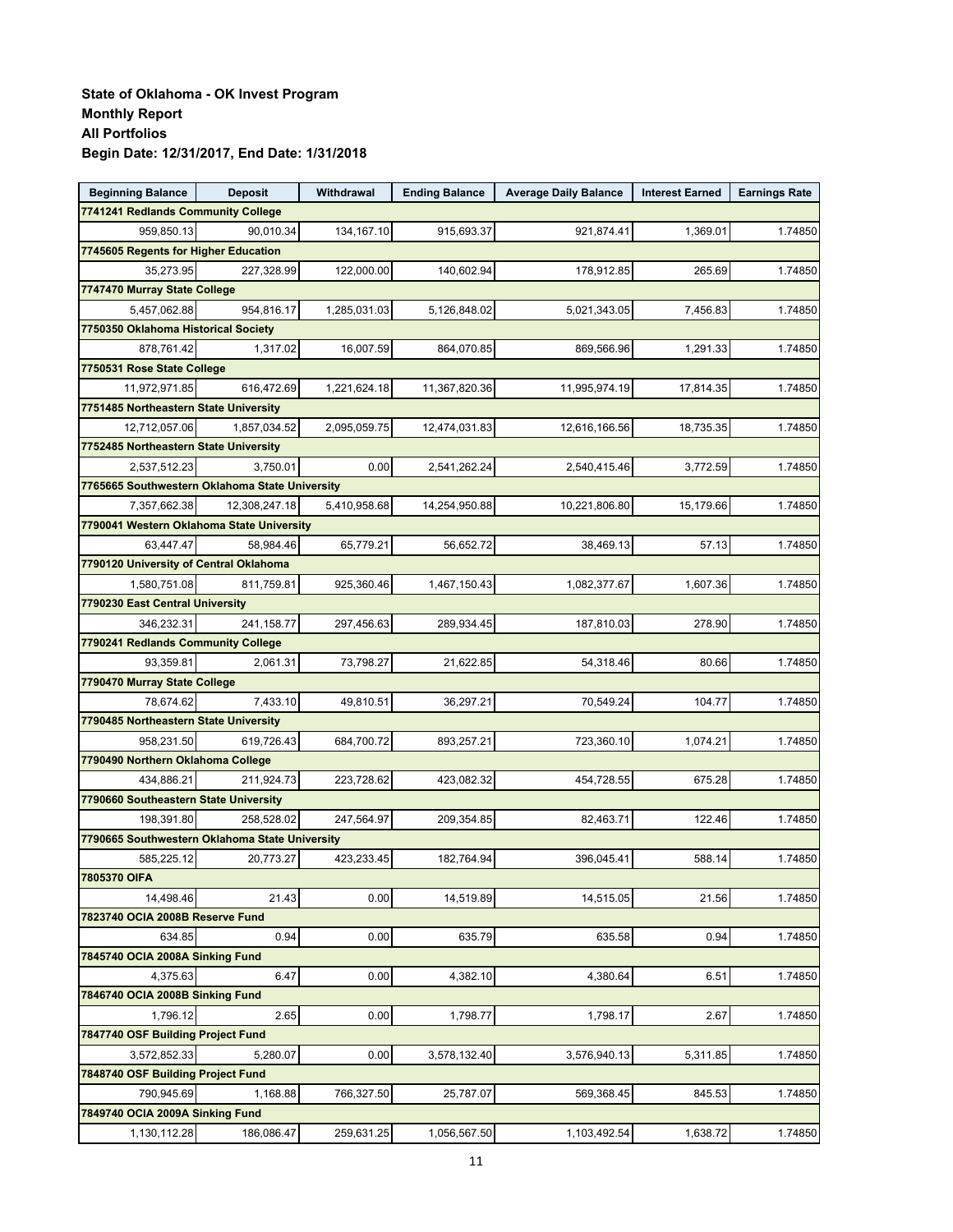**State of Oklahoma - OK Invest Program**
**Monthly Report**
**All Portfolios**
**Begin Date: 12/31/2017, End Date: 1/31/2018**

| Beginning Balance | Deposit | Withdrawal | Ending Balance | Average Daily Balance | Interest Earned | Earnings Rate |
|---|---|---|---|---|---|---|
| **7741241 Redlands Community College** | | | | | | |
| 959,850.13 | 90,010.34 | 134,167.10 | 915,693.37 | 921,874.41 | 1,369.01 | 1.74850 |
| **7745605 Regents for Higher Education** | | | | | | |
| 35,273.95 | 227,328.99 | 122,000.00 | 140,602.94 | 178,912.85 | 265.69 | 1.74850 |
| **7747470 Murray State College** | | | | | | |
| 5,457,062.88 | 954,816.17 | 1,285,031.03 | 5,126,848.02 | 5,021,343.05 | 7,456.83 | 1.74850 |
| **7750350 Oklahoma Historical Society** | | | | | | |
| 878,761.42 | 1,317.02 | 16,007.59 | 864,070.85 | 869,566.96 | 1,291.33 | 1.74850 |
| **7750531 Rose State College** | | | | | | |
| 11,972,971.85 | 616,472.69 | 1,221,624.18 | 11,367,820.36 | 11,995,974.19 | 17,814.35 | 1.74850 |
| **7751485 Northeastern State University** | | | | | | |
| 12,712,057.06 | 1,857,034.52 | 2,095,059.75 | 12,474,031.83 | 12,616,166.56 | 18,735.35 | 1.74850 |
| **7752485 Northeastern State University** | | | | | | |
| 2,537,512.23 | 3,750.01 | 0.00 | 2,541,262.24 | 2,540,415.46 | 3,772.59 | 1.74850 |
| **7765665 Southwestern Oklahoma State University** | | | | | | |
| 7,357,662.38 | 12,308,247.18 | 5,410,958.68 | 14,254,950.88 | 10,221,806.80 | 15,179.66 | 1.74850 |
| **7790041 Western Oklahoma State University** | | | | | | |
| 63,447.47 | 58,984.46 | 65,779.21 | 56,652.72 | 38,469.13 | 57.13 | 1.74850 |
| **7790120 University of Central Oklahoma** | | | | | | |
| 1,580,751.08 | 811,759.81 | 925,360.46 | 1,467,150.43 | 1,082,377.67 | 1,607.36 | 1.74850 |
| **7790230 East Central University** | | | | | | |
| 346,232.31 | 241,158.77 | 297,456.63 | 289,934.45 | 187,810.03 | 278.90 | 1.74850 |
| **7790241 Redlands Community College** | | | | | | |
| 93,359.81 | 2,061.31 | 73,798.27 | 21,622.85 | 54,318.46 | 80.66 | 1.74850 |
| **7790470 Murray State College** | | | | | | |
| 78,674.62 | 7,433.10 | 49,810.51 | 36,297.21 | 70,549.24 | 104.77 | 1.74850 |
| **7790485 Northeastern State University** | | | | | | |
| 958,231.50 | 619,726.43 | 684,700.72 | 893,257.21 | 723,360.10 | 1,074.21 | 1.74850 |
| **7790490 Northern Oklahoma College** | | | | | | |
| 434,886.21 | 211,924.73 | 223,728.62 | 423,082.32 | 454,728.55 | 675.28 | 1.74850 |
| **7790660 Southeastern State University** | | | | | | |
| 198,391.80 | 258,528.02 | 247,564.97 | 209,354.85 | 82,463.71 | 122.46 | 1.74850 |
| **7790665 Southwestern Oklahoma State University** | | | | | | |
| 585,225.12 | 20,773.27 | 423,233.45 | 182,764.94 | 396,045.41 | 588.14 | 1.74850 |
| **7805370 OIFA** | | | | | | |
| 14,498.46 | 21.43 | 0.00 | 14,519.89 | 14,515.05 | 21.56 | 1.74850 |
| **7823740 OCIA 2008B Reserve Fund** | | | | | | |
| 634.85 | 0.94 | 0.00 | 635.79 | 635.58 | 0.94 | 1.74850 |
| **7845740 OCIA 2008A Sinking Fund** | | | | | | |
| 4,375.63 | 6.47 | 0.00 | 4,382.10 | 4,380.64 | 6.51 | 1.74850 |
| **7846740 OCIA 2008B Sinking Fund** | | | | | | |
| 1,796.12 | 2.65 | 0.00 | 1,798.77 | 1,798.17 | 2.67 | 1.74850 |
| **7847740 OSF Building Project Fund** | | | | | | |
| 3,572,852.33 | 5,280.07 | 0.00 | 3,578,132.40 | 3,576,940.13 | 5,311.85 | 1.74850 |
| **7848740 OSF Building Project Fund** | | | | | | |
| 790,945.69 | 1,168.88 | 766,327.50 | 25,787.07 | 569,368.45 | 845.53 | 1.74850 |
| **7849740 OCIA 2009A Sinking Fund** | | | | | | |
| 1,130,112.28 | 186,086.47 | 259,631.25 | 1,056,567.50 | 1,103,492.54 | 1,638.72 | 1.74850 |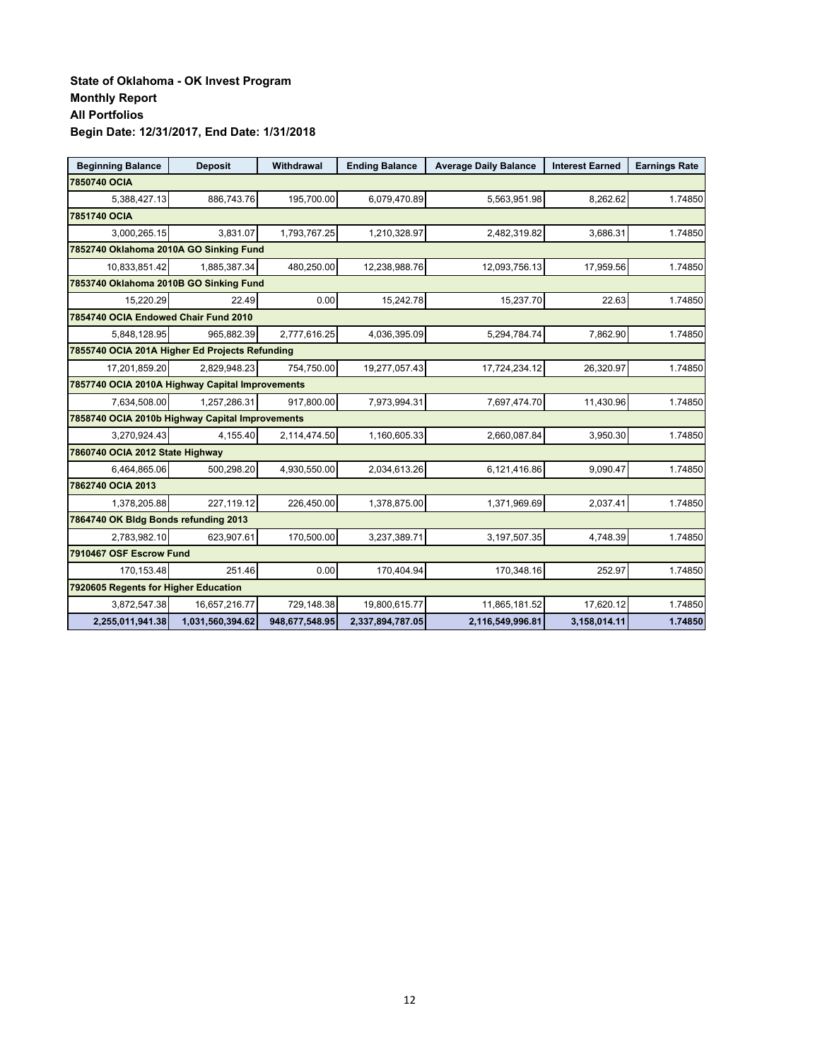**State of Oklahoma - OK Invest Program**
**Monthly Report**
**All Portfolios**
**Begin Date: 12/31/2017, End Date: 1/31/2018**

| Beginning Balance | Deposit | Withdrawal | Ending Balance | Average Daily Balance | Interest Earned | Earnings Rate |
|---|---|---|---|---|---|---|
| **7850740 OCIA** | | | | | | |
| 5,388,427.13 | 886,743.76 | 195,700.00 | 6,079,470.89 | 5,563,951.98 | 8,262.62 | 1.74850 |
| **7851740 OCIA** | | | | | | |
| 3,000,265.15 | 3,831.07 | 1,793,767.25 | 1,210,328.97 | 2,482,319.82 | 3,686.31 | 1.74850 |
| **7852740 Oklahoma 2010A GO Sinking Fund** | | | | | | |
| 10,833,851.42 | 1,885,387.34 | 480,250.00 | 12,238,988.76 | 12,093,756.13 | 17,959.56 | 1.74850 |
| **7853740 Oklahoma 2010B GO Sinking Fund** | | | | | | |
| 15,220.29 | 22.49 | 0.00 | 15,242.78 | 15,237.70 | 22.63 | 1.74850 |
| **7854740 OCIA Endowed Chair Fund 2010** | | | | | | |
| 5,848,128.95 | 965,882.39 | 2,777,616.25 | 4,036,395.09 | 5,294,784.74 | 7,862.90 | 1.74850 |
| **7855740 OCIA 201A Higher Ed Projects Refunding** | | | | | | |
| 17,201,859.20 | 2,829,948.23 | 754,750.00 | 19,277,057.43 | 17,724,234.12 | 26,320.97 | 1.74850 |
| **7857740 OCIA 2010A Highway Capital Improvements** | | | | | | |
| 7,634,508.00 | 1,257,286.31 | 917,800.00 | 7,973,994.31 | 7,697,474.70 | 11,430.96 | 1.74850 |
| **7858740 OCIA 2010b Highway Capital Improvements** | | | | | | |
| 3,270,924.43 | 4,155.40 | 2,114,474.50 | 1,160,605.33 | 2,660,087.84 | 3,950.30 | 1.74850 |
| **7860740 OCIA 2012 State Highway** | | | | | | |
| 6,464,865.06 | 500,298.20 | 4,930,550.00 | 2,034,613.26 | 6,121,416.86 | 9,090.47 | 1.74850 |
| **7862740 OCIA 2013** | | | | | | |
| 1,378,205.88 | 227,119.12 | 226,450.00 | 1,378,875.00 | 1,371,969.69 | 2,037.41 | 1.74850 |
| **7864740 OK Bldg Bonds refunding 2013** | | | | | | |
| 2,783,982.10 | 623,907.61 | 170,500.00 | 3,237,389.71 | 3,197,507.35 | 4,748.39 | 1.74850 |
| **7910467 OSF Escrow Fund** | | | | | | |
| 170,153.48 | 251.46 | 0.00 | 170,404.94 | 170,348.16 | 252.97 | 1.74850 |
| **7920605 Regents for Higher Education** | | | | | | |
| 3,872,547.38 | 16,657,216.77 | 729,148.38 | 19,800,615.77 | 11,865,181.52 | 17,620.12 | 1.74850 |
| **2,255,011,941.38** | **1,031,560,394.62** | **948,677,548.95** | **2,337,894,787.05** | **2,116,549,996.81** | **3,158,014.11** | **1.74850** |